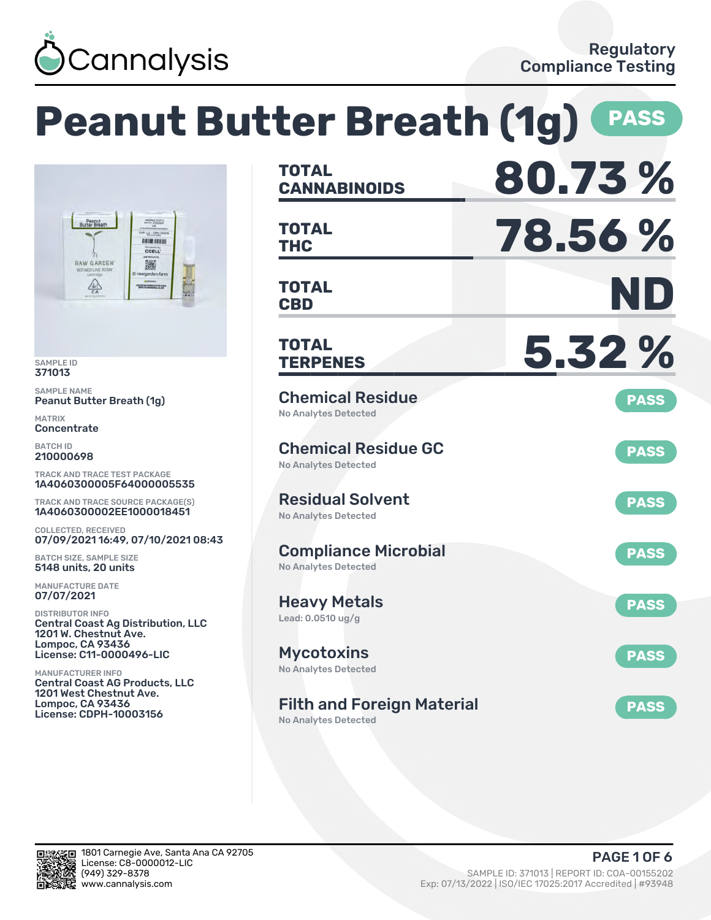Cannalysis

Regulatory Compliance Testing

# Peanut Butter Breath (1g) PASS

SAMPLE ID
371013

SAMPLE NAME
Peanut Butter Breath (1g)

MATRIX
Concentrate

BATCH ID
210000698

TRACK AND TRACE TEST PACKAGE
1A4060300005F64000005535

TRACK AND TRACE SOURCE PACKAGE(S)
1A4060300002EE1000018451

COLLECTED, RECEIVED
07/09/2021 16:49, 07/10/2021 08:43

BATCH SIZE, SAMPLE SIZE
5148 units, 20 units

MANUFACTURE DATE
07/07/2021

DISTRIBUTOR INFO
Central Coast Ag Distribution, LLC
1201 W. Chestnut Ave.
Lompoc, CA 93436
License: C11-0000496-LIC

MANUFACTURER INFO
Central Coast AG Products, LLC
1201 West Chestnut Ave.
Lompoc, CA 93436
License: CDPH-10003156

| | |
|---|---|
| **TOTAL CANNABINOIDS** | **80.73 %** |
| **TOTAL THC** | **78.56 %** |
| **TOTAL CBD** | **ND** |
| **TOTAL TERPENES** | **5.32 %** |

| Test | Result | Status |
|---|---|---|
| Chemical Residue | No Analytes Detected | PASS |
| Chemical Residue GC | No Analytes Detected | PASS |
| Residual Solvent | No Analytes Detected | PASS |
| Compliance Microbial | No Analytes Detected | PASS |
| Heavy Metals | Lead: 0.0510 ug/g | PASS |
| Mycotoxins | No Analytes Detected | PASS |
| Filth and Foreign Material | No Analytes Detected | PASS |

1801 Carnegie Ave, Santa Ana CA 92705
License: C8-0000012-LIC
(949) 329-8378
www.cannalysis.com

SAMPLE ID: 371013 | REPORT ID: COA-00155202
Exp: 07/13/2022 | ISO/IEC 17025:2017 Accredited | #93948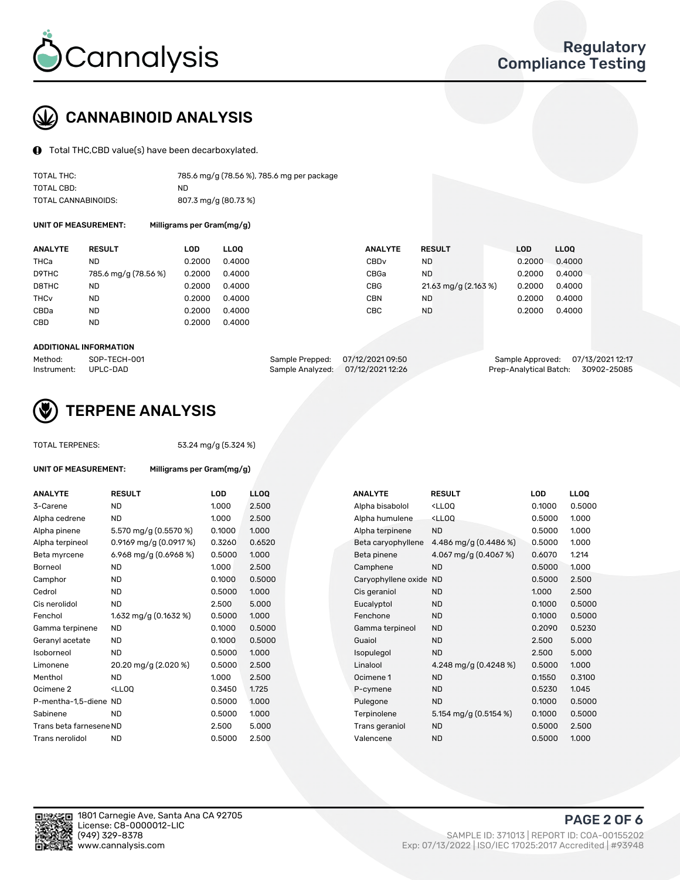# CANNABINOID ANALYSIS

Total THC,CBD value(s) have been decarboxylated.

| | |
|---|---|
| TOTAL THC: | 785.6 mg/g (78.56 %), 785.6 mg per package |
| TOTAL CBD: | ND |
| TOTAL CANNABINOIDS: | 807.3 mg/g (80.73 %) |

**UNIT OF MEASUREMENT:** Milligrams per Gram(mg/g)

| ANALYTE | RESULT | LOD | LLOQ |
|---|---|---|---|
| THCa | ND | 0.2000 | 0.4000 |
| D9THC | 785.6 mg/g (78.56 %) | 0.2000 | 0.4000 |
| D8THC | ND | 0.2000 | 0.4000 |
| THCv | ND | 0.2000 | 0.4000 |
| CBDa | ND | 0.2000 | 0.4000 |
| CBD | ND | 0.2000 | 0.4000 |
| CBDv | ND | 0.2000 | 0.4000 |
| CBGa | ND | 0.2000 | 0.4000 |
| CBG | 21.63 mg/g (2.163 %) | 0.2000 | 0.4000 |
| CBN | ND | 0.2000 | 0.4000 |
| CBC | ND | 0.2000 | 0.4000 |

**ADDITIONAL INFORMATION**

| | | | | | |
|---|---|---|---|---|---|
| Method: | SOP-TECH-001 | Sample Prepped: | 07/12/2021 09:50 | Sample Approved: | 07/13/2021 12:17 |
| Instrument: | UPLC-DAD | Sample Analyzed: | 07/12/2021 12:26 | Prep-Analytical Batch: | 30902-25085 |

# TERPENE ANALYSIS

TOTAL TERPENES: 53.24 mg/g (5.324 %)

**UNIT OF MEASUREMENT:** Milligrams per Gram(mg/g)

| ANALYTE | RESULT | LOD | LLOQ |
|---|---|---|---|
| 3-Carene | ND | 1.000 | 2.500 |
| Alpha cedrene | ND | 1.000 | 2.500 |
| Alpha pinene | 5.570 mg/g (0.5570 %) | 0.1000 | 1.000 |
| Alpha terpineol | 0.9169 mg/g (0.0917 %) | 0.3260 | 0.6520 |
| Beta myrcene | 6.968 mg/g (0.6968 %) | 0.5000 | 1.000 |
| Borneol | ND | 1.000 | 2.500 |
| Camphor | ND | 0.1000 | 0.5000 |
| Cedrol | ND | 0.5000 | 1.000 |
| Cis nerolidol | ND | 2.500 | 5.000 |
| Fenchol | 1.632 mg/g (0.1632 %) | 0.5000 | 1.000 |
| Gamma terpinene | ND | 0.1000 | 0.5000 |
| Geranyl acetate | ND | 0.1000 | 0.5000 |
| Isoborneol | ND | 0.5000 | 1.000 |
| Limonene | 20.20 mg/g (2.020 %) | 0.5000 | 2.500 |
| Menthol | ND | 1.000 | 2.500 |
| Ocimene 2 | <LLOQ | 0.3450 | 1.725 |
| P-mentha-1,5-diene | ND | 0.5000 | 1.000 |
| Sabinene | ND | 0.5000 | 1.000 |
| Trans beta farnesene | ND | 2.500 | 5.000 |
| Trans nerolidol | ND | 0.5000 | 2.500 |
| Alpha bisabolol | <LLOQ | 0.1000 | 0.5000 |
| Alpha humulene | <LLOQ | 0.5000 | 1.000 |
| Alpha terpinene | ND | 0.5000 | 1.000 |
| Beta caryophyllene | 4.486 mg/g (0.4486 %) | 0.5000 | 1.000 |
| Beta pinene | 4.067 mg/g (0.4067 %) | 0.6070 | 1.214 |
| Camphene | ND | 0.5000 | 1.000 |
| Caryophyllene oxide | ND | 0.5000 | 2.500 |
| Cis geraniol | ND | 1.000 | 2.500 |
| Eucalyptol | ND | 0.1000 | 0.5000 |
| Fenchone | ND | 0.1000 | 0.5000 |
| Gamma terpineol | ND | 0.2090 | 0.5230 |
| Guaiol | ND | 2.500 | 5.000 |
| Isopulegol | ND | 2.500 | 5.000 |
| Linalool | 4.248 mg/g (0.4248 %) | 0.5000 | 1.000 |
| Ocimene 1 | ND | 0.1550 | 0.3100 |
| P-cymene | ND | 0.5230 | 1.045 |
| Pulegone | ND | 0.1000 | 0.5000 |
| Terpinolene | 5.154 mg/g (0.5154 %) | 0.1000 | 0.5000 |
| Trans geraniol | ND | 0.5000 | 2.500 |
| Valencene | ND | 0.5000 | 1.000 |

1801 Carnegie Ave, Santa Ana CA 92705
License: C8-0000012-LIC
(949) 329-8378
www.cannalysis.com

SAMPLE ID: 371013 | REPORT ID: COA-00155202
Exp: 07/13/2022 | ISO/IEC 17025:2017 Accredited | #93948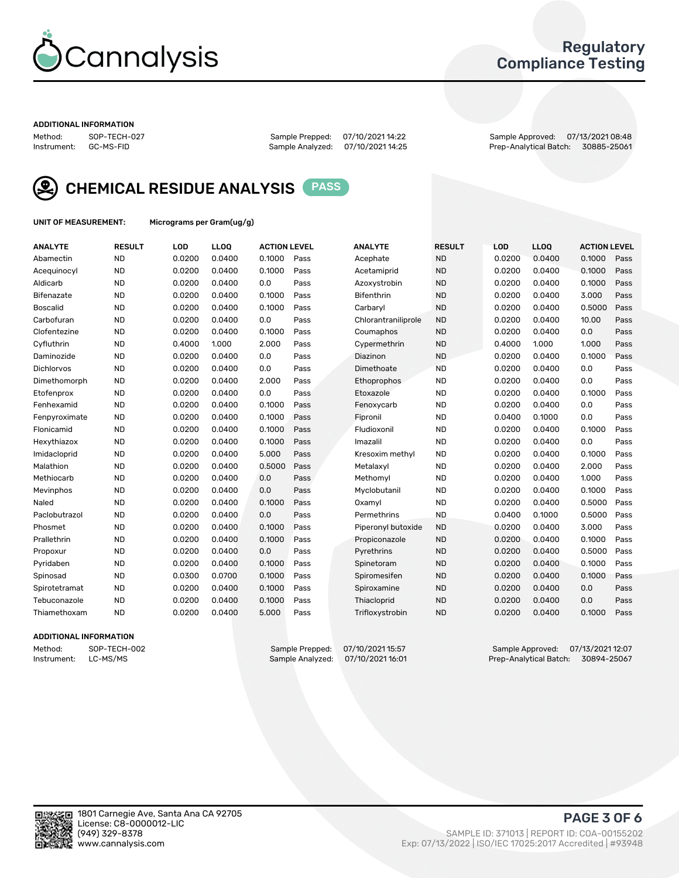**ADDITIONAL INFORMATION**

Method: SOP-TECH-027 | Instrument: GC-MS-FID

Sample Prepped: 07/10/2021 14:22 | Sample Analyzed: 07/10/2021 14:25

Sample Approved: 07/13/2021 08:48 | Prep-Analytical Batch: 30885-25061

## CHEMICAL RESIDUE ANALYSIS PASS

**UNIT OF MEASUREMENT:** Micrograms per Gram(ug/g)

| ANALYTE | RESULT | LOD | LLOQ | ACTION LEVEL | | ANALYTE | RESULT | LOD | LLOQ | ACTION LEVEL | |
|---|---|---|---|---|---|---|---|---|---|---|---|
| Abamectin | ND | 0.0200 | 0.0400 | 0.1000 | Pass | Acephate | ND | 0.0200 | 0.0400 | 0.1000 | Pass |
| Acequinocyl | ND | 0.0200 | 0.0400 | 0.1000 | Pass | Acetamiprid | ND | 0.0200 | 0.0400 | 0.1000 | Pass |
| Aldicarb | ND | 0.0200 | 0.0400 | 0.0 | Pass | Azoxystrobin | ND | 0.0200 | 0.0400 | 0.1000 | Pass |
| Bifenazate | ND | 0.0200 | 0.0400 | 0.1000 | Pass | Bifenthrin | ND | 0.0200 | 0.0400 | 3.000 | Pass |
| Boscalid | ND | 0.0200 | 0.0400 | 0.1000 | Pass | Carbaryl | ND | 0.0200 | 0.0400 | 0.5000 | Pass |
| Carbofuran | ND | 0.0200 | 0.0400 | 0.0 | Pass | Chlorantraniliprole | ND | 0.0200 | 0.0400 | 10.00 | Pass |
| Clofentezine | ND | 0.0200 | 0.0400 | 0.1000 | Pass | Coumaphos | ND | 0.0200 | 0.0400 | 0.0 | Pass |
| Cyfluthrin | ND | 0.4000 | 1.000 | 2.000 | Pass | Cypermethrin | ND | 0.4000 | 1.000 | 1.000 | Pass |
| Daminozide | ND | 0.0200 | 0.0400 | 0.0 | Pass | Diazinon | ND | 0.0200 | 0.0400 | 0.1000 | Pass |
| Dichlorvos | ND | 0.0200 | 0.0400 | 0.0 | Pass | Dimethoate | ND | 0.0200 | 0.0400 | 0.0 | Pass |
| Dimethomorph | ND | 0.0200 | 0.0400 | 2.000 | Pass | Ethoprophos | ND | 0.0200 | 0.0400 | 0.0 | Pass |
| Etofenprox | ND | 0.0200 | 0.0400 | 0.0 | Pass | Etoxazole | ND | 0.0200 | 0.0400 | 0.1000 | Pass |
| Fenhexamid | ND | 0.0200 | 0.0400 | 0.1000 | Pass | Fenoxycarb | ND | 0.0200 | 0.0400 | 0.0 | Pass |
| Fenpyroximate | ND | 0.0200 | 0.0400 | 0.1000 | Pass | Fipronil | ND | 0.0400 | 0.1000 | 0.0 | Pass |
| Flonicamid | ND | 0.0200 | 0.0400 | 0.1000 | Pass | Fludioxonil | ND | 0.0200 | 0.0400 | 0.1000 | Pass |
| Hexythiazox | ND | 0.0200 | 0.0400 | 0.1000 | Pass | Imazalil | ND | 0.0200 | 0.0400 | 0.0 | Pass |
| Imidacloprid | ND | 0.0200 | 0.0400 | 5.000 | Pass | Kresoxim methyl | ND | 0.0200 | 0.0400 | 0.1000 | Pass |
| Malathion | ND | 0.0200 | 0.0400 | 0.5000 | Pass | Metalaxyl | ND | 0.0200 | 0.0400 | 2.000 | Pass |
| Methiocarb | ND | 0.0200 | 0.0400 | 0.0 | Pass | Methomyl | ND | 0.0200 | 0.0400 | 1.000 | Pass |
| Mevinphos | ND | 0.0200 | 0.0400 | 0.0 | Pass | Myclobutanil | ND | 0.0200 | 0.0400 | 0.1000 | Pass |
| Naled | ND | 0.0200 | 0.0400 | 0.1000 | Pass | Oxamyl | ND | 0.0200 | 0.0400 | 0.5000 | Pass |
| Paclobutrazol | ND | 0.0200 | 0.0400 | 0.0 | Pass | Permethrins | ND | 0.0400 | 0.1000 | 0.5000 | Pass |
| Phosmet | ND | 0.0200 | 0.0400 | 0.1000 | Pass | Piperonyl butoxide | ND | 0.0200 | 0.0400 | 3.000 | Pass |
| Prallethrin | ND | 0.0200 | 0.0400 | 0.1000 | Pass | Propiconazole | ND | 0.0200 | 0.0400 | 0.1000 | Pass |
| Propoxur | ND | 0.0200 | 0.0400 | 0.0 | Pass | Pyrethrins | ND | 0.0200 | 0.0400 | 0.5000 | Pass |
| Pyridaben | ND | 0.0200 | 0.0400 | 0.1000 | Pass | Spinetoram | ND | 0.0200 | 0.0400 | 0.1000 | Pass |
| Spinosad | ND | 0.0300 | 0.0700 | 0.1000 | Pass | Spiromesifen | ND | 0.0200 | 0.0400 | 0.1000 | Pass |
| Spirotetramat | ND | 0.0200 | 0.0400 | 0.1000 | Pass | Spiroxamine | ND | 0.0200 | 0.0400 | 0.0 | Pass |
| Tebuconazole | ND | 0.0200 | 0.0400 | 0.1000 | Pass | Thiacloprid | ND | 0.0200 | 0.0400 | 0.0 | Pass |
| Thiamethoxam | ND | 0.0200 | 0.0400 | 5.000 | Pass | Trifloxystrobin | ND | 0.0200 | 0.0400 | 0.1000 | Pass |

**ADDITIONAL INFORMATION**

Method: SOP-TECH-002 | Instrument: LC-MS/MS

Sample Prepped: 07/10/2021 15:57 | Sample Analyzed: 07/10/2021 16:01

Sample Approved: 07/13/2021 12:07 | Prep-Analytical Batch: 30894-25067

1801 Carnegie Ave, Santa Ana CA 92705
License: C8-0000012-LIC
(949) 329-8378
www.cannalysis.com

SAMPLE ID: 371013 | REPORT ID: COA-00155202
Exp: 07/13/2022 | ISO/IEC 17025:2017 Accredited | #93948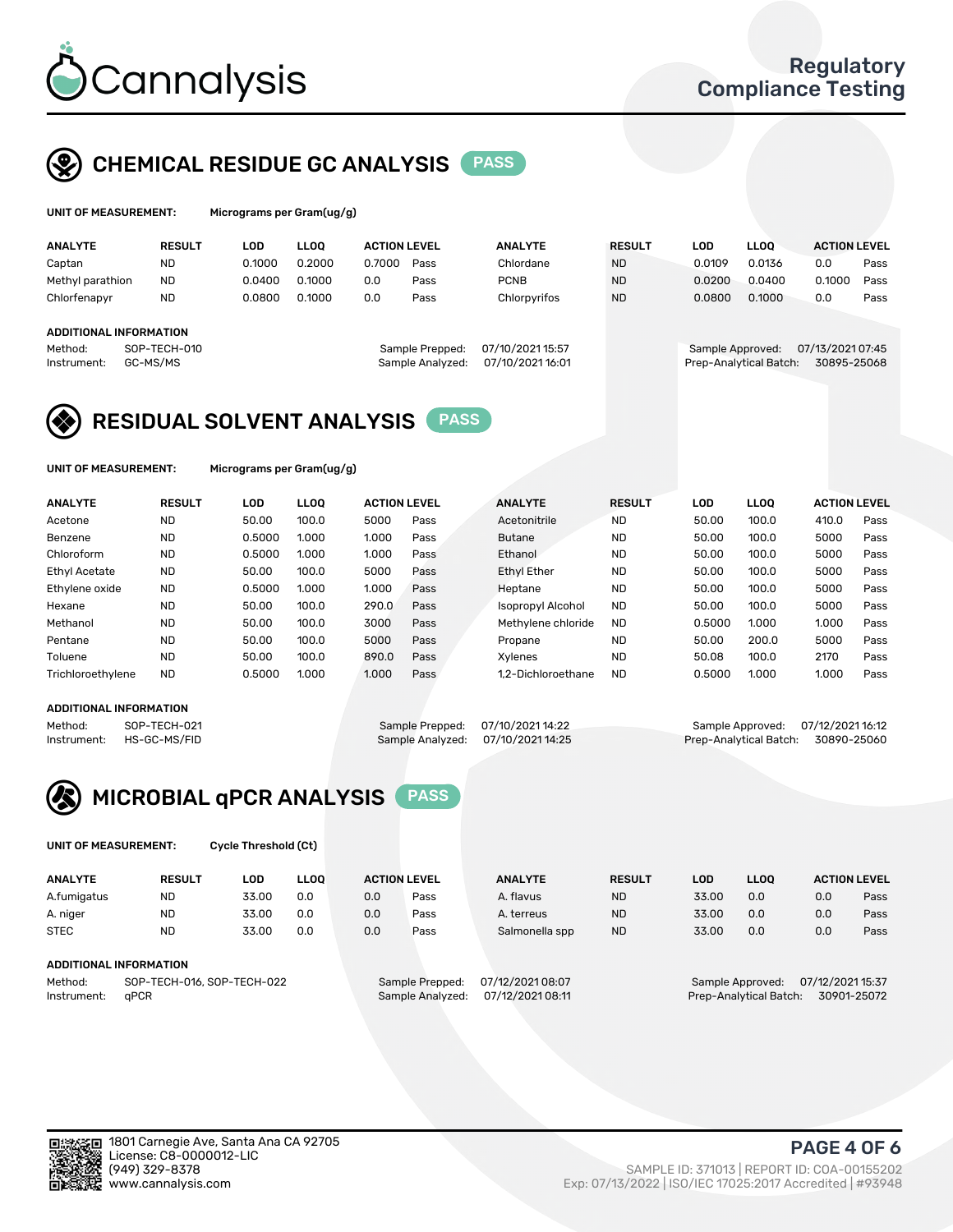Cannalysis

Regulatory Compliance Testing

## CHEMICAL RESIDUE GC ANALYSIS PASS

**UNIT OF MEASUREMENT:** Micrograms per Gram(ug/g)

| ANALYTE | RESULT | LOD | LLOQ | ACTION LEVEL | | ANALYTE | RESULT | LOD | LLOQ | ACTION LEVEL | |
|---|---|---|---|---|---|---|---|---|---|---|---|
| Captan | ND | 0.1000 | 0.2000 | 0.7000 | Pass | Chlordane | ND | 0.0109 | 0.0136 | 0.0 | Pass |
| Methyl parathion | ND | 0.0400 | 0.1000 | 0.0 | Pass | PCNB | ND | 0.0200 | 0.0400 | 0.1000 | Pass |
| Chlorfenapyr | ND | 0.0800 | 0.1000 | 0.0 | Pass | Chlorpyrifos | ND | 0.0800 | 0.1000 | 0.0 | Pass |

**ADDITIONAL INFORMATION**

Method: SOP-TECH-010
Instrument: GC-MS/MS

Sample Prepped: 07/10/2021 15:57
Sample Analyzed: 07/10/2021 16:01

Sample Approved: 07/13/2021 07:45
Prep-Analytical Batch: 30895-25068

## RESIDUAL SOLVENT ANALYSIS PASS

**UNIT OF MEASUREMENT:** Micrograms per Gram(ug/g)

| ANALYTE | RESULT | LOD | LLOQ | ACTION LEVEL | | ANALYTE | RESULT | LOD | LLOQ | ACTION LEVEL | |
|---|---|---|---|---|---|---|---|---|---|---|---|
| Acetone | ND | 50.00 | 100.0 | 5000 | Pass | Acetonitrile | ND | 50.00 | 100.0 | 410.0 | Pass |
| Benzene | ND | 0.5000 | 1.000 | 1.000 | Pass | Butane | ND | 50.00 | 100.0 | 5000 | Pass |
| Chloroform | ND | 0.5000 | 1.000 | 1.000 | Pass | Ethanol | ND | 50.00 | 100.0 | 5000 | Pass |
| Ethyl Acetate | ND | 50.00 | 100.0 | 5000 | Pass | Ethyl Ether | ND | 50.00 | 100.0 | 5000 | Pass |
| Ethylene oxide | ND | 0.5000 | 1.000 | 1.000 | Pass | Heptane | ND | 50.00 | 100.0 | 5000 | Pass |
| Hexane | ND | 50.00 | 100.0 | 290.0 | Pass | Isopropyl Alcohol | ND | 50.00 | 100.0 | 5000 | Pass |
| Methanol | ND | 50.00 | 100.0 | 3000 | Pass | Methylene chloride | ND | 0.5000 | 1.000 | 1.000 | Pass |
| Pentane | ND | 50.00 | 100.0 | 5000 | Pass | Propane | ND | 50.00 | 200.0 | 5000 | Pass |
| Toluene | ND | 50.00 | 100.0 | 890.0 | Pass | Xylenes | ND | 50.08 | 100.0 | 2170 | Pass |
| Trichloroethylene | ND | 0.5000 | 1.000 | 1.000 | Pass | 1,2-Dichloroethane | ND | 0.5000 | 1.000 | 1.000 | Pass |

**ADDITIONAL INFORMATION**

Method: SOP-TECH-021
Instrument: HS-GC-MS/FID

Sample Prepped: 07/10/2021 14:22
Sample Analyzed: 07/10/2021 14:25

Sample Approved: 07/12/2021 16:12
Prep-Analytical Batch: 30890-25060

## MICROBIAL qPCR ANALYSIS PASS

**UNIT OF MEASUREMENT:** Cycle Threshold (Ct)

| ANALYTE | RESULT | LOD | LLOQ | ACTION LEVEL | | ANALYTE | RESULT | LOD | LLOQ | ACTION LEVEL | |
|---|---|---|---|---|---|---|---|---|---|---|---|
| A.fumigatus | ND | 33.00 | 0.0 | 0.0 | Pass | A. flavus | ND | 33.00 | 0.0 | 0.0 | Pass |
| A. niger | ND | 33.00 | 0.0 | 0.0 | Pass | A. terreus | ND | 33.00 | 0.0 | 0.0 | Pass |
| STEC | ND | 33.00 | 0.0 | 0.0 | Pass | Salmonella spp | ND | 33.00 | 0.0 | 0.0 | Pass |

**ADDITIONAL INFORMATION**

Method: SOP-TECH-016, SOP-TECH-022
Instrument: qPCR

Sample Prepped: 07/12/2021 08:07
Sample Analyzed: 07/12/2021 08:11

Sample Approved: 07/12/2021 15:37
Prep-Analytical Batch: 30901-25072

1801 Carnegie Ave, Santa Ana CA 92705
License: C8-0000012-LIC
(949) 329-8378
www.cannalysis.com

SAMPLE ID: 371013 | REPORT ID: COA-00155202
Exp: 07/13/2022 | ISO/IEC 17025:2017 Accredited | #93948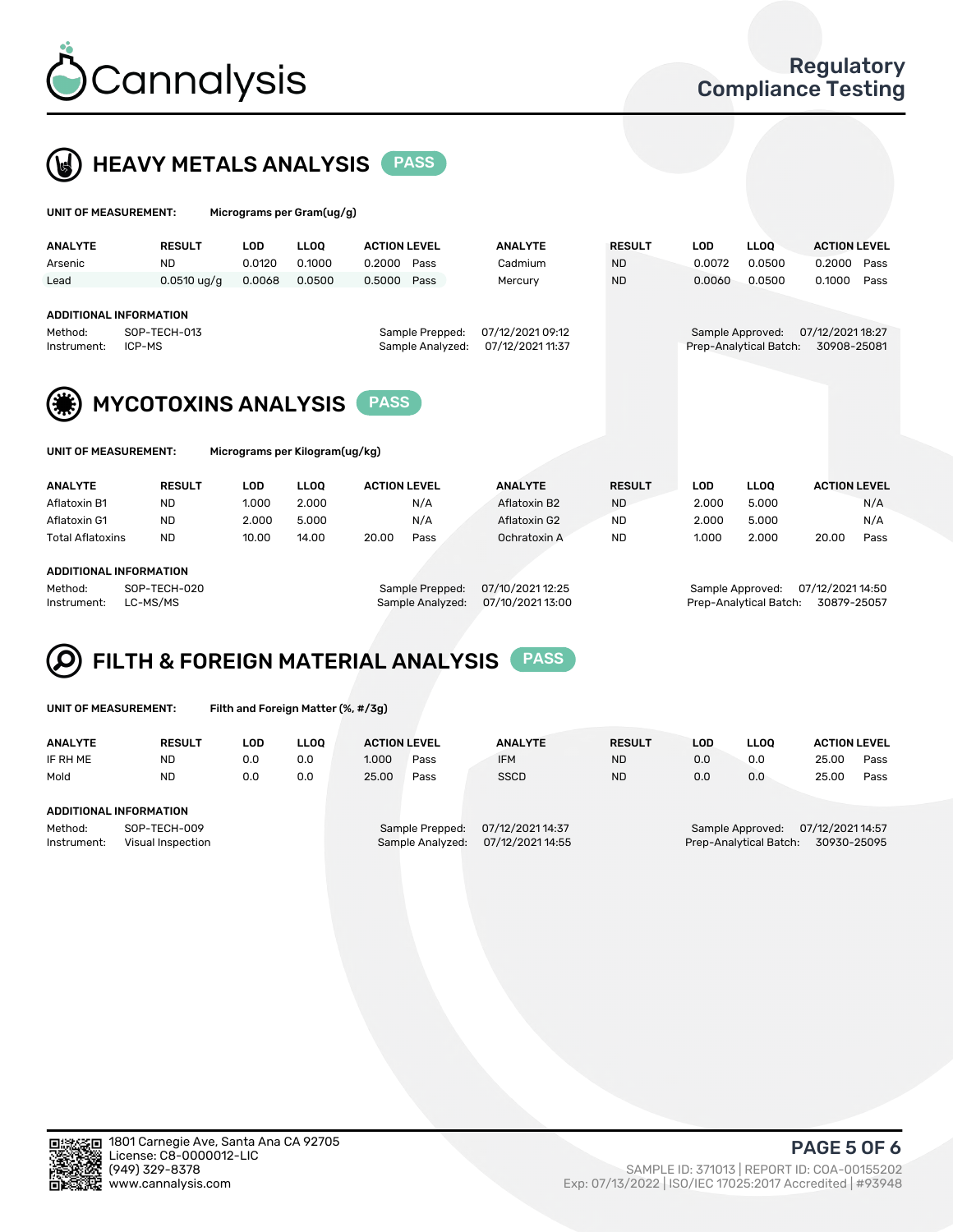# HEAVY METALS ANALYSIS PASS

**UNIT OF MEASUREMENT:** Micrograms per Gram(ug/g)

| ANALYTE | RESULT | LOD | LLOQ | ACTION LEVEL | | ANALYTE | RESULT | LOD | LLOQ | ACTION LEVEL | |
|---|---|---|---|---|---|---|---|---|---|---|---|
| Arsenic | ND | 0.0120 | 0.1000 | 0.2000 | Pass | Cadmium | ND | 0.0072 | 0.0500 | 0.2000 | Pass |
| Lead | 0.0510 ug/g | 0.0068 | 0.0500 | 0.5000 | Pass | Mercury | ND | 0.0060 | 0.0500 | 0.1000 | Pass |

**ADDITIONAL INFORMATION**

Method: SOP-TECH-013
Instrument: ICP-MS
Sample Prepped: 07/12/2021 09:12
Sample Analyzed: 07/12/2021 11:37
Sample Approved: 07/12/2021 18:27
Prep-Analytical Batch: 30908-25081

# MYCOTOXINS ANALYSIS PASS

**UNIT OF MEASUREMENT:** Micrograms per Kilogram(ug/kg)

| ANALYTE | RESULT | LOD | LLOQ | ACTION LEVEL | | ANALYTE | RESULT | LOD | LLOQ | ACTION LEVEL | |
|---|---|---|---|---|---|---|---|---|---|---|---|
| Aflatoxin B1 | ND | 1.000 | 2.000 | | N/A | Aflatoxin B2 | ND | 2.000 | 5.000 | | N/A |
| Aflatoxin G1 | ND | 2.000 | 5.000 | | N/A | Aflatoxin G2 | ND | 2.000 | 5.000 | | N/A |
| Total Aflatoxins | ND | 10.00 | 14.00 | 20.00 | Pass | Ochratoxin A | ND | 1.000 | 2.000 | 20.00 | Pass |

**ADDITIONAL INFORMATION**

Method: SOP-TECH-020
Instrument: LC-MS/MS
Sample Prepped: 07/10/2021 12:25
Sample Analyzed: 07/10/2021 13:00
Sample Approved: 07/12/2021 14:50
Prep-Analytical Batch: 30879-25057

# FILTH & FOREIGN MATERIAL ANALYSIS PASS

**UNIT OF MEASUREMENT:** Filth and Foreign Matter (%, #/3g)

| ANALYTE | RESULT | LOD | LLOQ | ACTION LEVEL | | ANALYTE | RESULT | LOD | LLOQ | ACTION LEVEL | |
|---|---|---|---|---|---|---|---|---|---|---|---|
| IF RH ME | ND | 0.0 | 0.0 | 1.000 | Pass | IFM | ND | 0.0 | 0.0 | 25.00 | Pass |
| Mold | ND | 0.0 | 0.0 | 25.00 | Pass | SSCD | ND | 0.0 | 0.0 | 25.00 | Pass |

**ADDITIONAL INFORMATION**

Method: SOP-TECH-009
Instrument: Visual Inspection
Sample Prepped: 07/12/2021 14:37
Sample Analyzed: 07/12/2021 14:55
Sample Approved: 07/12/2021 14:57
Prep-Analytical Batch: 30930-25095

1801 Carnegie Ave, Santa Ana CA 92705
License: C8-0000012-LIC
(949) 329-8378
www.cannalysis.com

SAMPLE ID: 371013 | REPORT ID: COA-00155202
Exp: 07/13/2022 | ISO/IEC 17025:2017 Accredited | #93948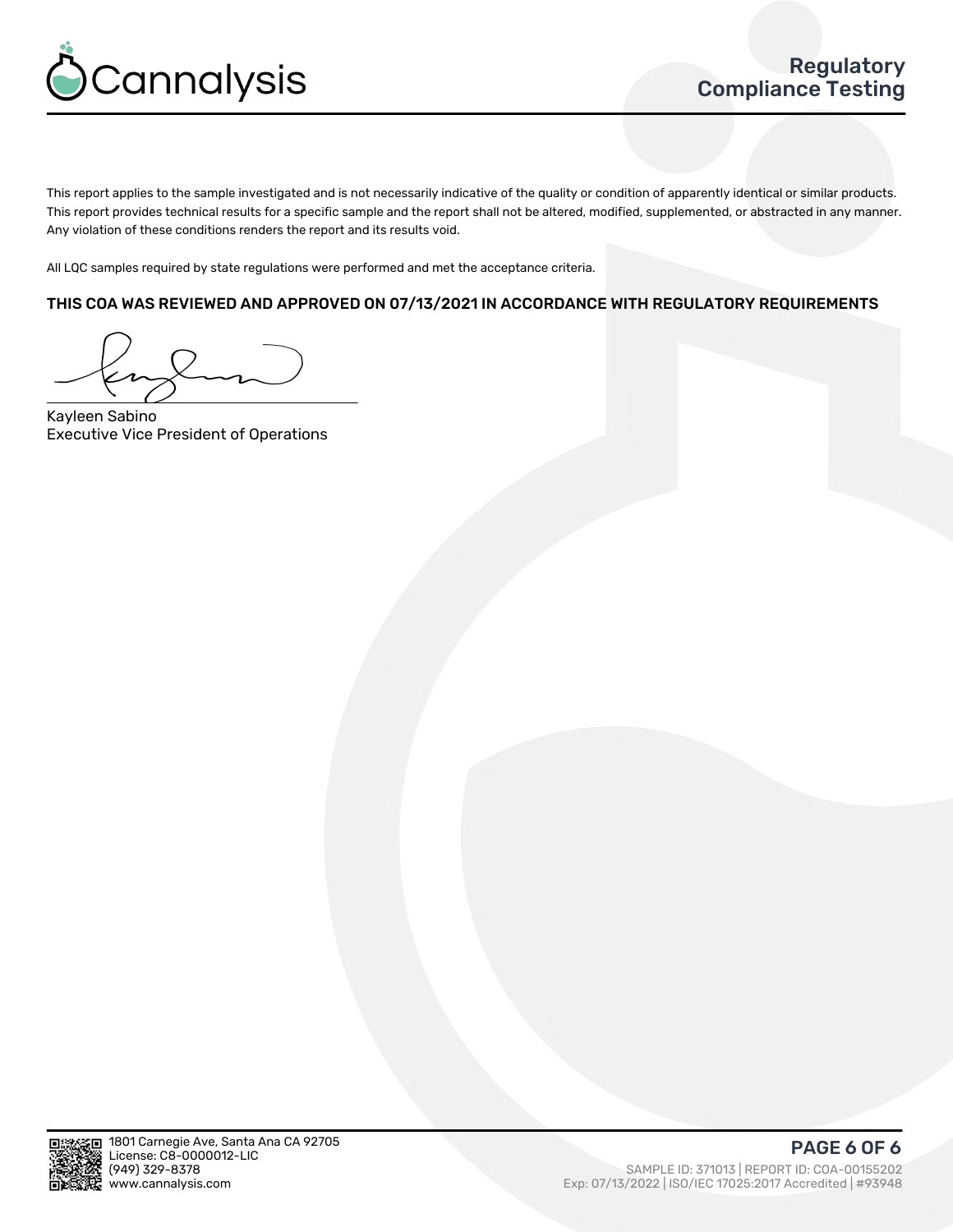This report applies to the sample investigated and is not necessarily indicative of the quality or condition of apparently identical or similar products. This report provides technical results for a specific sample and the report shall not be altered, modified, supplemented, or abstracted in any manner. Any violation of these conditions renders the report and its results void.

All LQC samples required by state regulations were performed and met the acceptance criteria.

**THIS COA WAS REVIEWED AND APPROVED ON 07/13/2021 IN ACCORDANCE WITH REGULATORY REQUIREMENTS**

Kayleen Sabino
Executive Vice President of Operations

1801 Carnegie Ave, Santa Ana CA 92705
License: C8-0000012-LIC
(949) 329-8378
www.cannalysis.com

SAMPLE ID: 371013 | REPORT ID: COA-00155202
Exp: 07/13/2022 | ISO/IEC 17025:2017 Accredited | #93948